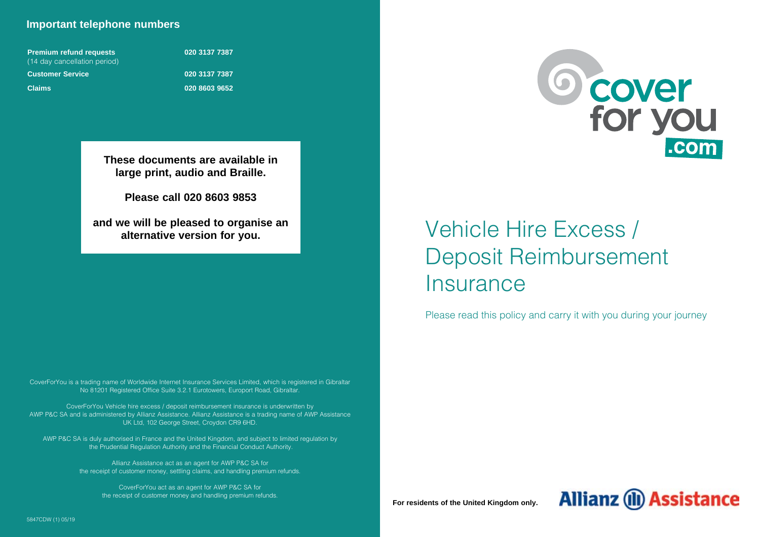## Important telephone numbers

| | |
|---|---|
| **Premium refund requests** (14 day cancellation period) | **020 3137 7387** |
| **Customer Service** | **020 3137 7387** |
| **Claims** | **020 8603 9652** |

**These documents are available in large print, audio and Braille.**

**Please call 020 8603 9853**

**and we will be pleased to organise an alternative version for you.**

CoverForYou is a trading name of Worldwide Internet Insurance Services Limited, which is registered in Gibraltar No 81201 Registered Office Suite 3.2.1 Eurotowers, Europort Road, Gibraltar.

CoverForYou Vehicle hire excess / deposit reimbursement insurance is underwritten by AWP P&C SA and is administered by Allianz Assistance. Allianz Assistance is a trading name of AWP Assistance UK Ltd, 102 George Street, Croydon CR9 6HD.

AWP P&C SA is duly authorised in France and the United Kingdom, and subject to limited regulation by the Prudential Regulation Authority and the Financial Conduct Authority.

Allianz Assistance act as an agent for AWP P&C SA for the receipt of customer money, settling claims, and handling premium refunds.

CoverForYou act as an agent for AWP P&C SA for the receipt of customer money and handling premium refunds.

5847CDW (1) 05/19

cover for you .com

# Vehicle Hire Excess / Deposit Reimbursement Insurance

Please read this policy and carry it with you during your journey

**For residents of the United Kingdom only.**

Allianz Assistance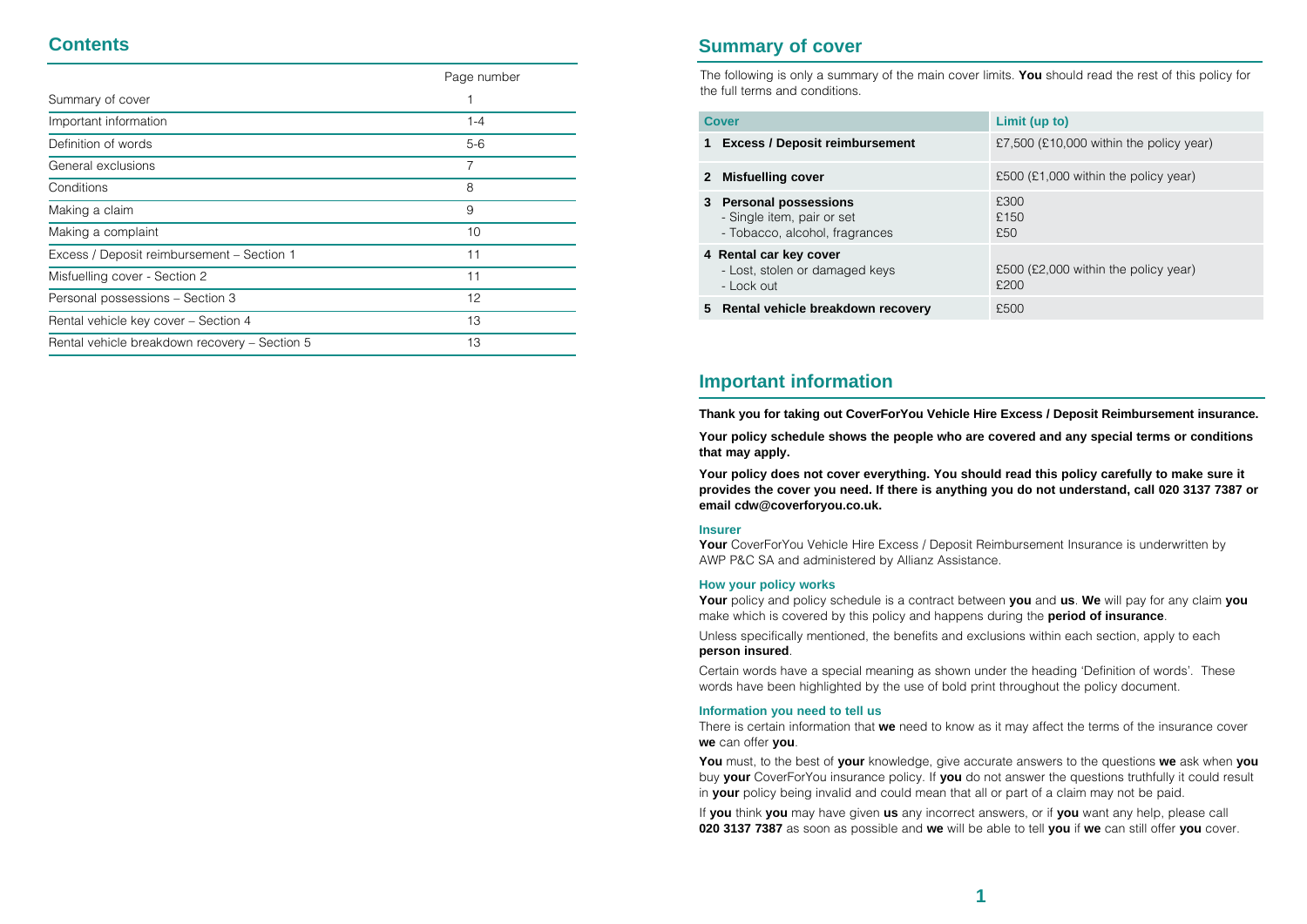## Contents

| | Page number |
|---|---|
| Summary of cover | 1 |
| Important information | 1-4 |
| Definition of words | 5-6 |
| General exclusions | 7 |
| Conditions | 8 |
| Making a claim | 9 |
| Making a complaint | 10 |
| Excess / Deposit reimbursement – Section 1 | 11 |
| Misfuelling cover - Section 2 | 11 |
| Personal possessions – Section 3 | 12 |
| Rental vehicle key cover – Section 4 | 13 |
| Rental vehicle breakdown recovery – Section 5 | 13 |

## Summary of cover

The following is only a summary of the main cover limits. **You** should read the rest of this policy for the full terms and conditions.

| Cover | Limit (up to) |
|---|---|
| **1 Excess / Deposit reimbursement** | £7,500 (£10,000 within the policy year) |
| **2 Misfuelling cover** | £500 (£1,000 within the policy year) |
| **3 Personal possessions** | £300 |
| - Single item, pair or set | £150 |
| - Tobacco, alcohol, fragrances | £50 |
| **4 Rental car key cover** | |
| - Lost, stolen or damaged keys | £500 (£2,000 within the policy year) |
| - Lock out | £200 |
| **5 Rental vehicle breakdown recovery** | £500 |

## Important information

**Thank you for taking out CoverForYou Vehicle Hire Excess / Deposit Reimbursement insurance.**

**Your policy schedule shows the people who are covered and any special terms or conditions that may apply.**

**Your policy does not cover everything. You should read this policy carefully to make sure it provides the cover you need. If there is anything you do not understand, call 020 3137 7387 or email cdw@coverforyou.co.uk.**

### Insurer

**Your** CoverForYou Vehicle Hire Excess / Deposit Reimbursement Insurance is underwritten by AWP P&C SA and administered by Allianz Assistance.

### How your policy works

**Your** policy and policy schedule is a contract between **you** and **us**. **We** will pay for any claim **you** make which is covered by this policy and happens during the **period of insurance**.

Unless specifically mentioned, the benefits and exclusions within each section, apply to each **person insured**.

Certain words have a special meaning as shown under the heading 'Definition of words'. These words have been highlighted by the use of bold print throughout the policy document.

### Information you need to tell us

There is certain information that **we** need to know as it may affect the terms of the insurance cover **we** can offer **you**.

**You** must, to the best of **your** knowledge, give accurate answers to the questions **we** ask when **you** buy **your** CoverForYou insurance policy. If **you** do not answer the questions truthfully it could result in **your** policy being invalid and could mean that all or part of a claim may not be paid.

If **you** think **you** may have given **us** any incorrect answers, or if **you** want any help, please call **020 3137 7387** as soon as possible and **we** will be able to tell **you** if **we** can still offer **you** cover.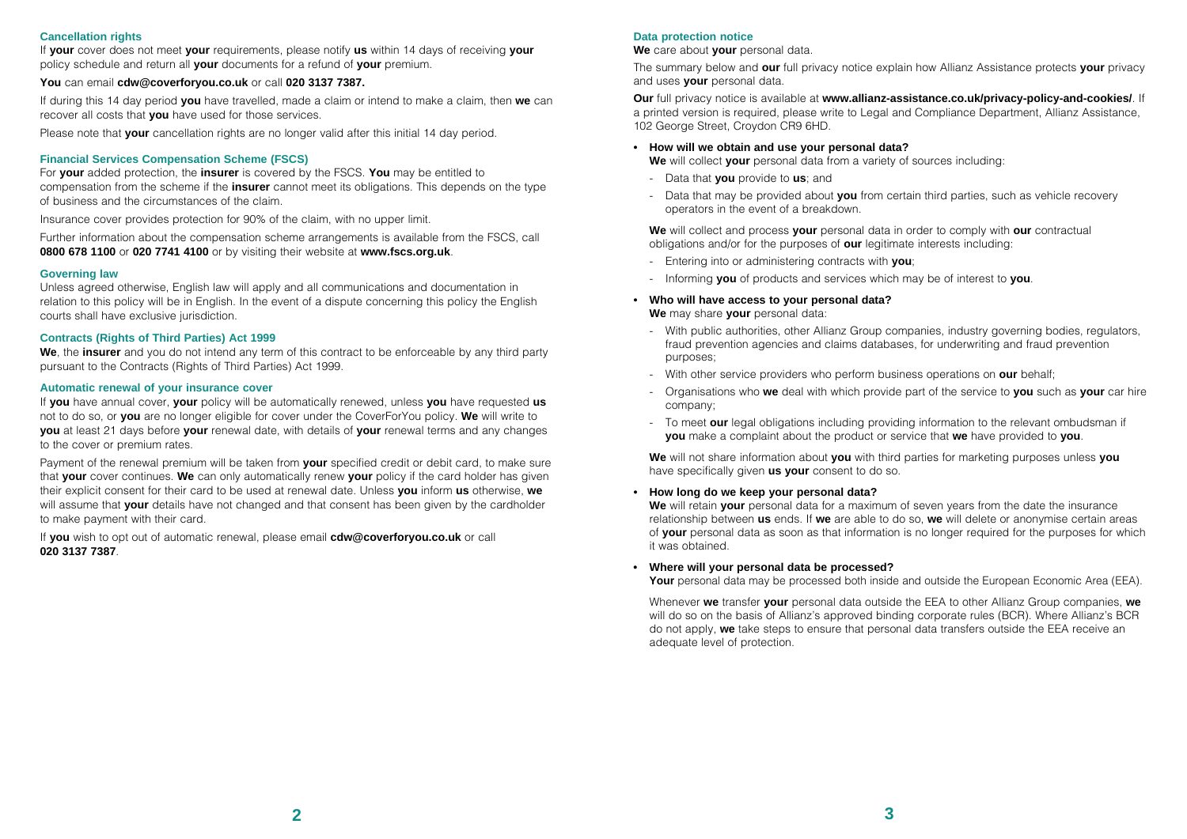### Cancellation rights

If **your** cover does not meet **your** requirements, please notify **us** within 14 days of receiving **your** policy schedule and return all **your** documents for a refund of **your** premium.

**You** can email **cdw@coverforyou.co.uk** or call **020 3137 7387.**

If during this 14 day period **you** have travelled, made a claim or intend to make a claim, then **we** can recover all costs that **you** have used for those services.

Please note that **your** cancellation rights are no longer valid after this initial 14 day period.

### Financial Services Compensation Scheme (FSCS)

For **your** added protection, the **insurer** is covered by the FSCS. **You** may be entitled to compensation from the scheme if the **insurer** cannot meet its obligations. This depends on the type of business and the circumstances of the claim.

Insurance cover provides protection for 90% of the claim, with no upper limit.

Further information about the compensation scheme arrangements is available from the FSCS, call **0800 678 1100** or **020 7741 4100** or by visiting their website at **www.fscs.org.uk**.

### Governing law

Unless agreed otherwise, English law will apply and all communications and documentation in relation to this policy will be in English. In the event of a dispute concerning this policy the English courts shall have exclusive jurisdiction.

### Contracts (Rights of Third Parties) Act 1999

**We**, the **insurer** and you do not intend any term of this contract to be enforceable by any third party pursuant to the Contracts (Rights of Third Parties) Act 1999.

### Automatic renewal of your insurance cover

If **you** have annual cover, **your** policy will be automatically renewed, unless **you** have requested **us** not to do so, or **you** are no longer eligible for cover under the CoverForYou policy. **We** will write to **you** at least 21 days before **your** renewal date, with details of **your** renewal terms and any changes to the cover or premium rates.

Payment of the renewal premium will be taken from **your** specified credit or debit card, to make sure that **your** cover continues. **We** can only automatically renew **your** policy if the card holder has given their explicit consent for their card to be used at renewal date. Unless **you** inform **us** otherwise, **we** will assume that **your** details have not changed and that consent has been given by the cardholder to make payment with their card.

If **you** wish to opt out of automatic renewal, please email **cdw@coverforyou.co.uk** or call **020 3137 7387**.

### Data protection notice

**We** care about **your** personal data.

The summary below and **our** full privacy notice explain how Allianz Assistance protects **your** privacy and uses **your** personal data.

**Our** full privacy notice is available at **www.allianz-assistance.co.uk/privacy-policy-and-cookies/**. If a printed version is required, please write to Legal and Compliance Department, Allianz Assistance, 102 George Street, Croydon CR9 6HD.

- **How will we obtain and use your personal data?**
  **We** will collect **your** personal data from a variety of sources including:
  - Data that **you** provide to **us**; and
  - Data that may be provided about **you** from certain third parties, such as vehicle recovery operators in the event of a breakdown.

  **We** will collect and process **your** personal data in order to comply with **our** contractual obligations and/or for the purposes of **our** legitimate interests including:
  - Entering into or administering contracts with **you**;
  - Informing **you** of products and services which may be of interest to **you**.

- **Who will have access to your personal data?**
  **We** may share **your** personal data:
  - With public authorities, other Allianz Group companies, industry governing bodies, regulators, fraud prevention agencies and claims databases, for underwriting and fraud prevention purposes;
  - With other service providers who perform business operations on **our** behalf;
  - Organisations who **we** deal with which provide part of the service to **you** such as **your** car hire company;
  - To meet **our** legal obligations including providing information to the relevant ombudsman if **you** make a complaint about the product or service that **we** have provided to **you**.

  **We** will not share information about **you** with third parties for marketing purposes unless **you** have specifically given **us your** consent to do so.

- **How long do we keep your personal data?**
  **We** will retain **your** personal data for a maximum of seven years from the date the insurance relationship between **us** ends. If **we** are able to do so, **we** will delete or anonymise certain areas of **your** personal data as soon as that information is no longer required for the purposes for which it was obtained.

- **Where will your personal data be processed?**
  **Your** personal data may be processed both inside and outside the European Economic Area (EEA).

  Whenever **we** transfer **your** personal data outside the EEA to other Allianz Group companies, **we** will do so on the basis of Allianz's approved binding corporate rules (BCR). Where Allianz's BCR do not apply, **we** take steps to ensure that personal data transfers outside the EEA receive an adequate level of protection.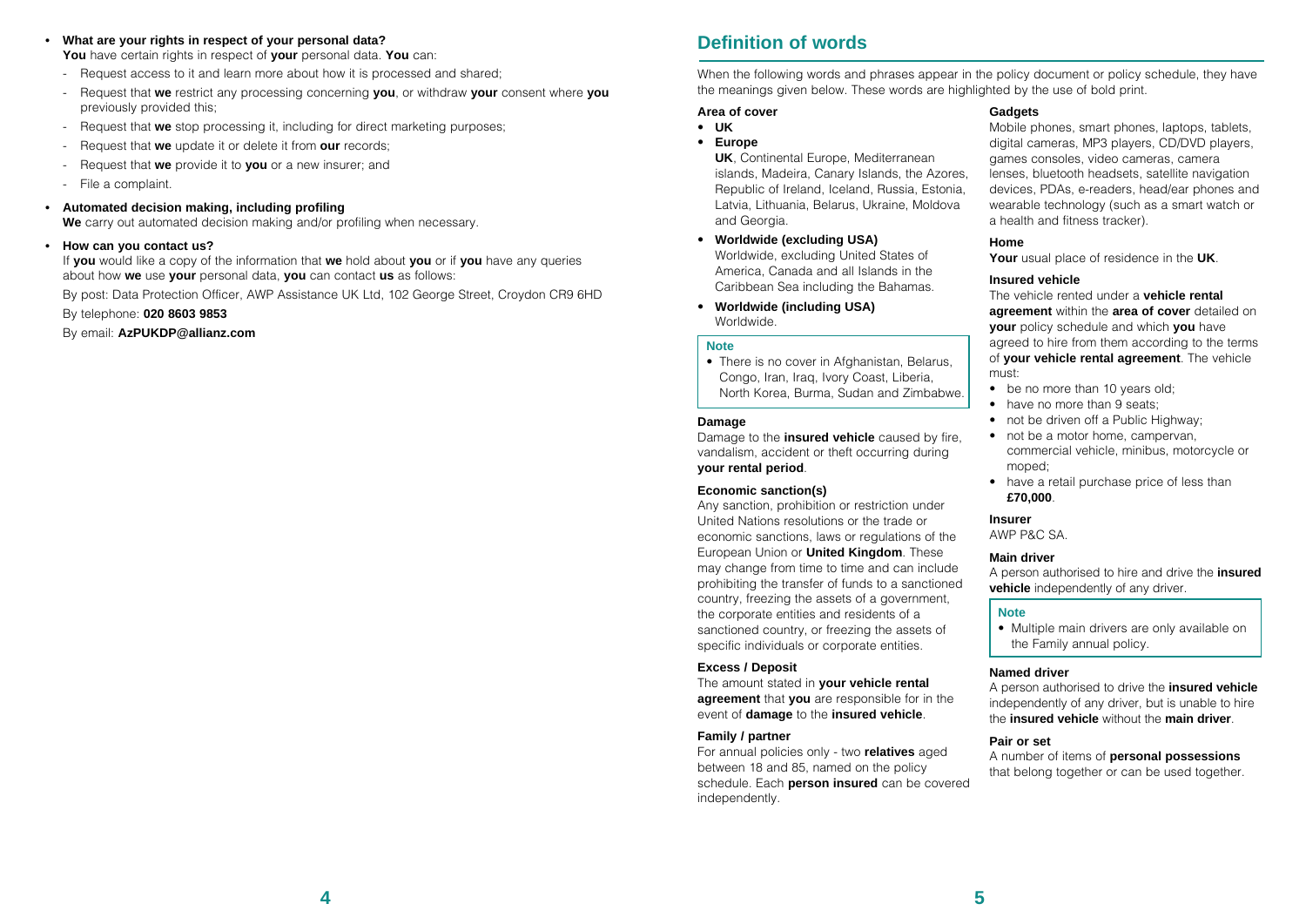- **What are your rights in respect of your personal data?**
  **You** have certain rights in respect of **your** personal data. **You** can:
  - Request access to it and learn more about how it is processed and shared;
  - Request that **we** restrict any processing concerning **you**, or withdraw **your** consent where **you** previously provided this;
  - Request that **we** stop processing it, including for direct marketing purposes;
  - Request that **we** update it or delete it from **our** records;
  - Request that **we** provide it to **you** or a new insurer; and
  - File a complaint.
- **Automated decision making, including profiling**
  **We** carry out automated decision making and/or profiling when necessary.
- **How can you contact us?**
  If **you** would like a copy of the information that **we** hold about **you** or if **you** have any queries about how **we** use **your** personal data, **you** can contact **us** as follows:

  By post: Data Protection Officer, AWP Assistance UK Ltd, 102 George Street, Croydon CR9 6HD

  By telephone: **020 8603 9853**

  By email: **AzPUKDP@allianz.com**

## Definition of words

When the following words and phrases appear in the policy document or policy schedule, they have the meanings given below. These words are highlighted by the use of bold print.

**Area of cover**

- **UK**
- **Europe**
  **UK**, Continental Europe, Mediterranean islands, Madeira, Canary Islands, the Azores, Republic of Ireland, Iceland, Russia, Estonia, Latvia, Lithuania, Belarus, Ukraine, Moldova and Georgia.
- **Worldwide (excluding USA)**
  Worldwide, excluding United States of America, Canada and all Islands in the Caribbean Sea including the Bahamas.
- **Worldwide (including USA)**
  Worldwide.

**Note**

- There is no cover in Afghanistan, Belarus, Congo, Iran, Iraq, Ivory Coast, Liberia, North Korea, Burma, Sudan and Zimbabwe.

**Damage**

Damage to the **insured vehicle** caused by fire, vandalism, accident or theft occurring during **your rental period**.

**Economic sanction(s)**

Any sanction, prohibition or restriction under United Nations resolutions or the trade or economic sanctions, laws or regulations of the European Union or **United Kingdom**. These may change from time to time and can include prohibiting the transfer of funds to a sanctioned country, freezing the assets of a government, the corporate entities and residents of a sanctioned country, or freezing the assets of specific individuals or corporate entities.

**Excess / Deposit**

The amount stated in **your vehicle rental agreement** that **you** are responsible for in the event of **damage** to the **insured vehicle**.

**Family / partner**

For annual policies only - two **relatives** aged between 18 and 85, named on the policy schedule. Each **person insured** can be covered independently.

**Gadgets**

Mobile phones, smart phones, laptops, tablets, digital cameras, MP3 players, CD/DVD players, games consoles, video cameras, camera lenses, bluetooth headsets, satellite navigation devices, PDAs, e-readers, head/ear phones and wearable technology (such as a smart watch or a health and fitness tracker).

**Home**

**Your** usual place of residence in the **UK**.

**Insured vehicle**

The vehicle rented under a **vehicle rental agreement** within the **area of cover** detailed on **your** policy schedule and which **you** have agreed to hire from them according to the terms of **your vehicle rental agreement**. The vehicle must:

- be no more than 10 years old;
- have no more than 9 seats;
- not be driven off a Public Highway;
- not be a motor home, campervan, commercial vehicle, minibus, motorcycle or moped;
- have a retail purchase price of less than **£70,000**.

**Insurer**

AWP P&C SA.

**Main driver**

A person authorised to hire and drive the **insured vehicle** independently of any driver.

**Note**

- Multiple main drivers are only available on the Family annual policy.

**Named driver**

A person authorised to drive the **insured vehicle** independently of any driver, but is unable to hire the **insured vehicle** without the **main driver**.

**Pair or set**

A number of items of **personal possessions** that belong together or can be used together.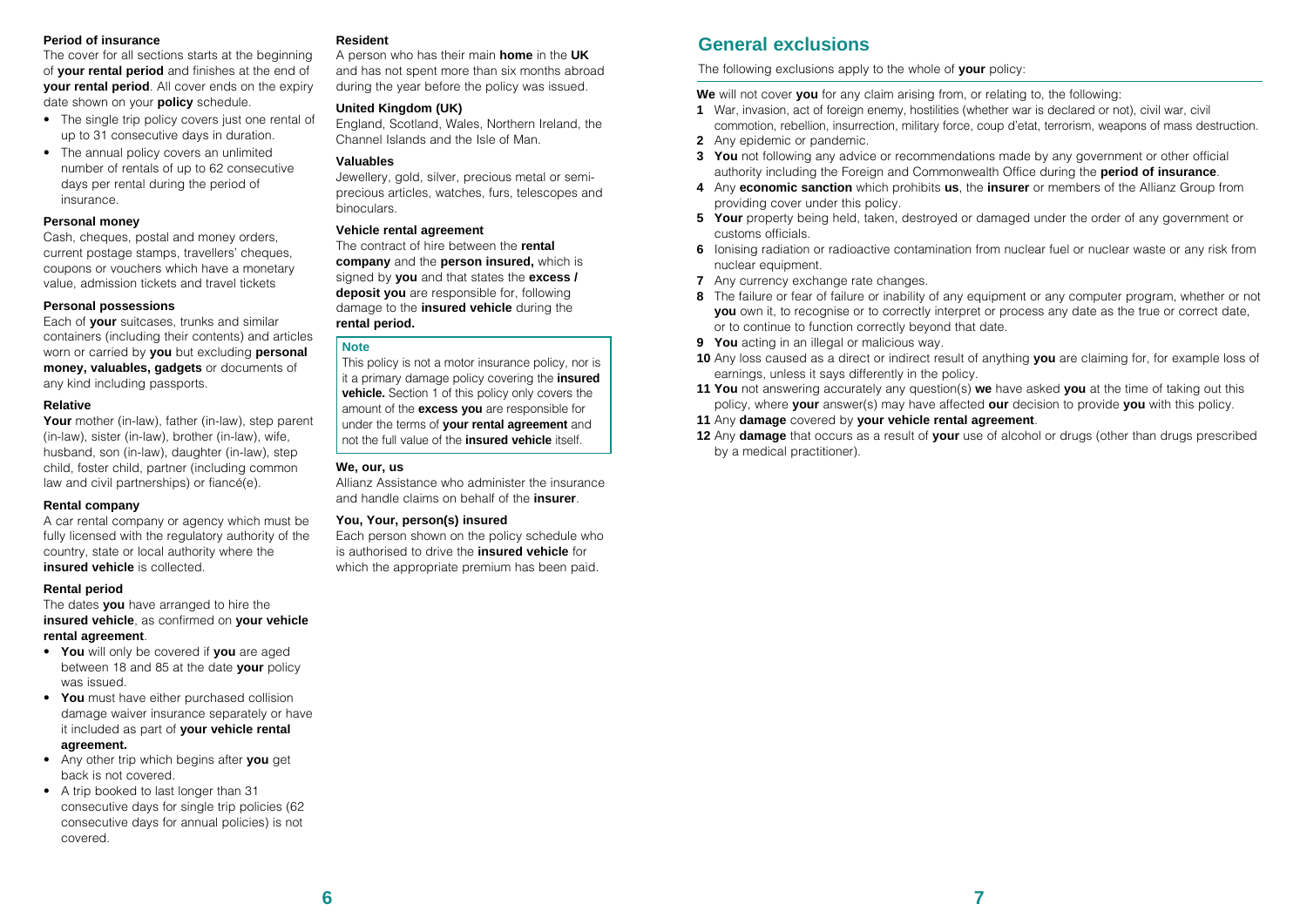**Period of insurance**

The cover for all sections starts at the beginning of **your rental period** and finishes at the end of **your rental period**. All cover ends on the expiry date shown on your **policy** schedule.

- The single trip policy covers just one rental of up to 31 consecutive days in duration.
- The annual policy covers an unlimited number of rentals of up to 62 consecutive days per rental during the period of insurance.

**Personal money**

Cash, cheques, postal and money orders, current postage stamps, travellers' cheques, coupons or vouchers which have a monetary value, admission tickets and travel tickets

**Personal possessions**

Each of **your** suitcases, trunks and similar containers (including their contents) and articles worn or carried by **you** but excluding **personal money, valuables, gadgets** or documents of any kind including passports.

**Relative**

**Your** mother (in-law), father (in-law), step parent (in-law), sister (in-law), brother (in-law), wife, husband, son (in-law), daughter (in-law), step child, foster child, partner (including common law and civil partnerships) or fiancé(e).

**Rental company**

A car rental company or agency which must be fully licensed with the regulatory authority of the country, state or local authority where the **insured vehicle** is collected.

**Rental period**

The dates **you** have arranged to hire the **insured vehicle**, as confirmed on **your vehicle rental agreement**.

- **You** will only be covered if **you** are aged between 18 and 85 at the date **your** policy was issued.
- **You** must have either purchased collision damage waiver insurance separately or have it included as part of **your vehicle rental agreement.**
- Any other trip which begins after **you** get back is not covered.
- A trip booked to last longer than 31 consecutive days for single trip policies (62 consecutive days for annual policies) is not covered.

**Resident**

A person who has their main **home** in the **UK** and has not spent more than six months abroad during the year before the policy was issued.

**United Kingdom (UK)**

England, Scotland, Wales, Northern Ireland, the Channel Islands and the Isle of Man.

**Valuables**

Jewellery, gold, silver, precious metal or semi-precious articles, watches, furs, telescopes and binoculars.

**Vehicle rental agreement**

The contract of hire between the **rental company** and the **person insured,** which is signed by **you** and that states the **excess / deposit you** are responsible for, following damage to the **insured vehicle** during the **rental period.**

> **Note**
>
> This policy is not a motor insurance policy, nor is it a primary damage policy covering the **insured vehicle.** Section 1 of this policy only covers the amount of the **excess you** are responsible for under the terms of **your rental agreement** and not the full value of the **insured vehicle** itself.

**We, our, us**

Allianz Assistance who administer the insurance and handle claims on behalf of the **insurer**.

**You, Your, person(s) insured**

Each person shown on the policy schedule who is authorised to drive the **insured vehicle** for which the appropriate premium has been paid.

## General exclusions

The following exclusions apply to the whole of **your** policy:

**We** will not cover **you** for any claim arising from, or relating to, the following:

**1** War, invasion, act of foreign enemy, hostilities (whether war is declared or not), civil war, civil commotion, rebellion, insurrection, military force, coup d'etat, terrorism, weapons of mass destruction.

**2** Any epidemic or pandemic.

**3** **You** not following any advice or recommendations made by any government or other official authority including the Foreign and Commonwealth Office during the **period of insurance**.

**4** Any **economic sanction** which prohibits **us**, the **insurer** or members of the Allianz Group from providing cover under this policy.

**5** **Your** property being held, taken, destroyed or damaged under the order of any government or customs officials.

**6** Ionising radiation or radioactive contamination from nuclear fuel or nuclear waste or any risk from nuclear equipment.

**7** Any currency exchange rate changes.

**8** The failure or fear of failure or inability of any equipment or any computer program, whether or not **you** own it, to recognise or to correctly interpret or process any date as the true or correct date, or to continue to function correctly beyond that date.

**9** **You** acting in an illegal or malicious way.

**10** Any loss caused as a direct or indirect result of anything **you** are claiming for, for example loss of earnings, unless it says differently in the policy.

**11** **You** not answering accurately any question(s) **we** have asked **you** at the time of taking out this policy, where **your** answer(s) may have affected **our** decision to provide **you** with this policy.

**11** Any **damage** covered by **your vehicle rental agreement**.

**12** Any **damage** that occurs as a result of **your** use of alcohol or drugs (other than drugs prescribed by a medical practitioner).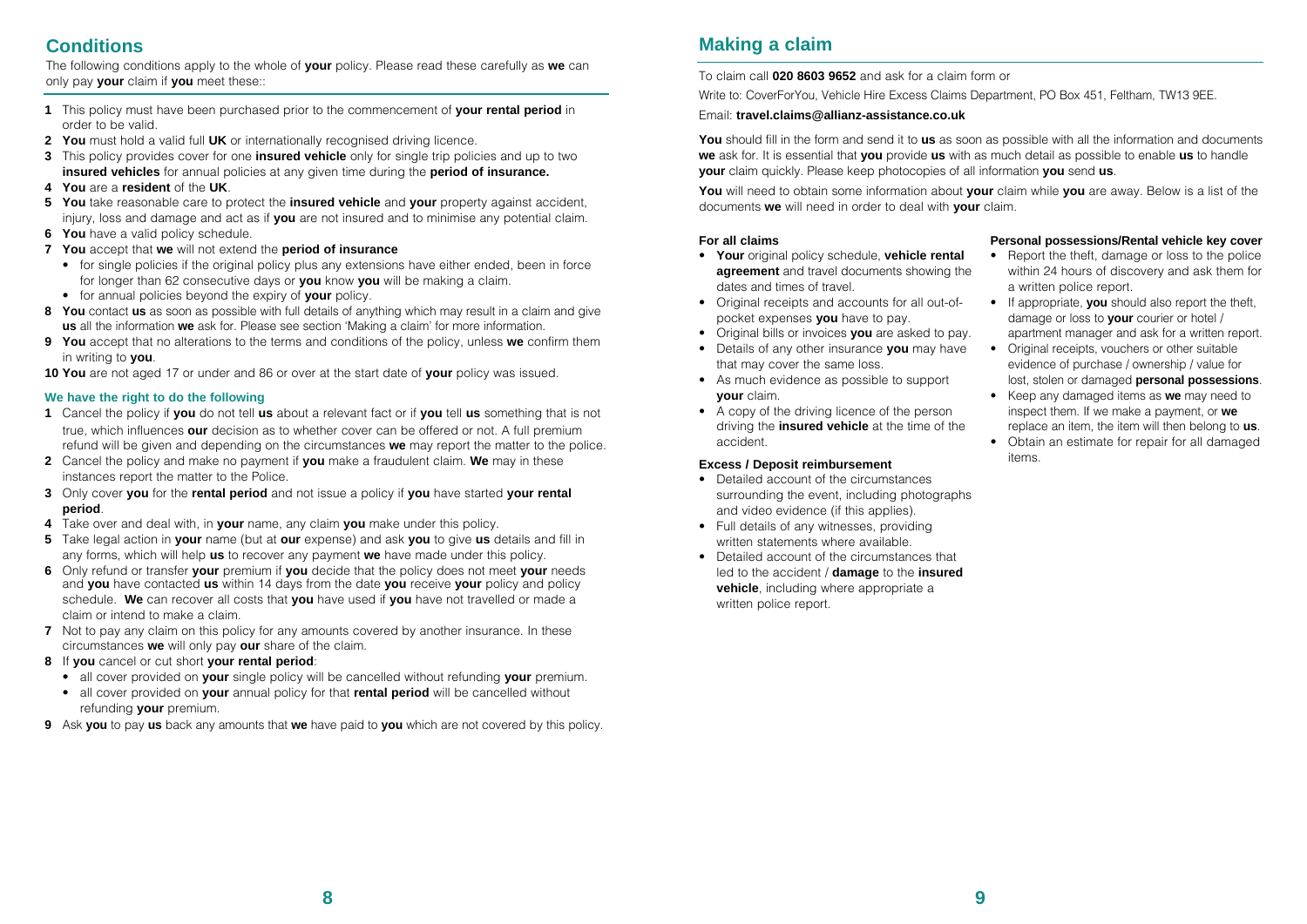## Conditions

The following conditions apply to the whole of **your** policy. Please read these carefully as **we** can only pay **your** claim if **you** meet these::

1. This policy must have been purchased prior to the commencement of **your rental period** in order to be valid.
2. **You** must hold a valid full **UK** or internationally recognised driving licence.
3. This policy provides cover for one **insured vehicle** only for single trip policies and up to two **insured vehicles** for annual policies at any given time during the **period of insurance.**
4. **You** are a **resident** of the **UK**.
5. **You** take reasonable care to protect the **insured vehicle** and **your** property against accident, injury, loss and damage and act as if **you** are not insured and to minimise any potential claim.
6. **You** have a valid policy schedule.
7. **You** accept that **we** will not extend the **period of insurance**
   - for single policies if the original policy plus any extensions have either ended, been in force for longer than 62 consecutive days or **you** know **you** will be making a claim.
   - for annual policies beyond the expiry of **your** policy.
8. **You** contact **us** as soon as possible with full details of anything which may result in a claim and give **us** all the information **we** ask for. Please see section 'Making a claim' for more information.
9. **You** accept that no alterations to the terms and conditions of the policy, unless **we** confirm them in writing to **you**.
10. **You** are not aged 17 or under and 86 or over at the start date of **your** policy was issued.

### We have the right to do the following

1. Cancel the policy if **you** do not tell **us** about a relevant fact or if **you** tell **us** something that is not true, which influences **our** decision as to whether cover can be offered or not. A full premium refund will be given and depending on the circumstances **we** may report the matter to the police.
2. Cancel the policy and make no payment if **you** make a fraudulent claim. **We** may in these instances report the matter to the Police.
3. Only cover **you** for the **rental period** and not issue a policy if **you** have started **your rental period**.
4. Take over and deal with, in **your** name, any claim **you** make under this policy.
5. Take legal action in **your** name (but at **our** expense) and ask **you** to give **us** details and fill in any forms, which will help **us** to recover any payment **we** have made under this policy.
6. Only refund or transfer **your** premium if **you** decide that the policy does not meet **your** needs and **you** have contacted **us** within 14 days from the date **you** receive **your** policy and policy schedule. **We** can recover all costs that **you** have used if **you** have not travelled or made a claim or intend to make a claim.
7. Not to pay any claim on this policy for any amounts covered by another insurance. In these circumstances **we** will only pay **our** share of the claim.
8. If **you** cancel or cut short **your rental period**:
   - all cover provided on **your** single policy will be cancelled without refunding **your** premium.
   - all cover provided on **your** annual policy for that **rental period** will be cancelled without refunding **your** premium.
9. Ask **you** to pay **us** back any amounts that **we** have paid to **you** which are not covered by this policy.

## Making a claim

To claim call **020 8603 9652** and ask for a claim form or

Write to: CoverForYou, Vehicle Hire Excess Claims Department, PO Box 451, Feltham, TW13 9EE.

Email: **travel.claims@allianz-assistance.co.uk**

**You** should fill in the form and send it to **us** as soon as possible with all the information and documents **we** ask for. It is essential that **you** provide **us** with as much detail as possible to enable **us** to handle **your** claim quickly. Please keep photocopies of all information **you** send **us**.

**You** will need to obtain some information about **your** claim while **you** are away. Below is a list of the documents **we** will need in order to deal with **your** claim.

#### For all claims

- **Your** original policy schedule, **vehicle rental agreement** and travel documents showing the dates and times of travel.
- Original receipts and accounts for all out-of-pocket expenses **you** have to pay.
- Original bills or invoices **you** are asked to pay.
- Details of any other insurance **you** may have that may cover the same loss.
- As much evidence as possible to support **your** claim.
- A copy of the driving licence of the person driving the **insured vehicle** at the time of the accident.

#### Excess / Deposit reimbursement

- Detailed account of the circumstances surrounding the event, including photographs and video evidence (if this applies).
- Full details of any witnesses, providing written statements where available.
- Detailed account of the circumstances that led to the accident / **damage** to the **insured vehicle**, including where appropriate a written police report.

#### Personal possessions/Rental vehicle key cover

- Report the theft, damage or loss to the police within 24 hours of discovery and ask them for a written police report.
- If appropriate, **you** should also report the theft, damage or loss to **your** courier or hotel / apartment manager and ask for a written report.
- Original receipts, vouchers or other suitable evidence of purchase / ownership / value for lost, stolen or damaged **personal possessions**.
- Keep any damaged items as **we** may need to inspect them. If we make a payment, or **we** replace an item, the item will then belong to **us**.
- Obtain an estimate for repair for all damaged items.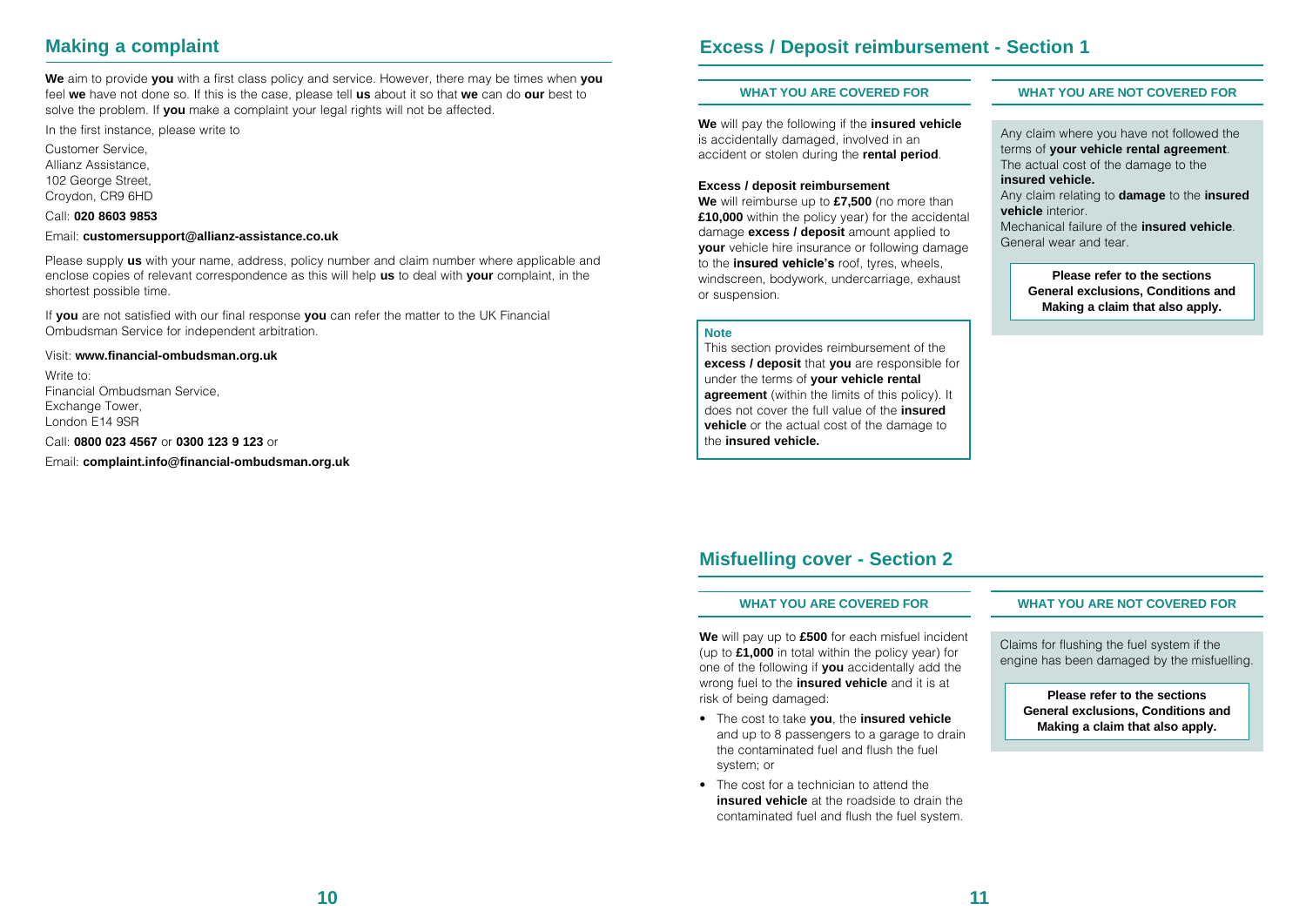## Making a complaint

**We** aim to provide **you** with a first class policy and service. However, there may be times when **you** feel **we** have not done so. If this is the case, please tell **us** about it so that **we** can do **our** best to solve the problem. If **you** make a complaint your legal rights will not be affected.

In the first instance, please write to

Customer Service,
Allianz Assistance,
102 George Street,
Croydon, CR9 6HD

Call: **020 8603 9853**

Email: **customersupport@allianz-assistance.co.uk**

Please supply **us** with your name, address, policy number and claim number where applicable and enclose copies of relevant correspondence as this will help **us** to deal with **your** complaint, in the shortest possible time.

If **you** are not satisfied with our final response **you** can refer the matter to the UK Financial Ombudsman Service for independent arbitration.

Visit: **www.financial-ombudsman.org.uk**

Write to:
Financial Ombudsman Service,
Exchange Tower,
London E14 9SR

Call: **0800 023 4567** or **0300 123 9 123** or

Email: **complaint.info@financial-ombudsman.org.uk**

## Excess / Deposit reimbursement - Section 1

### WHAT YOU ARE COVERED FOR

**We** will pay the following if the **insured vehicle** is accidentally damaged, involved in an accident or stolen during the **rental period**.

**Excess / deposit reimbursement**
**We** will reimburse up to **£7,500** (no more than **£10,000** within the policy year) for the accidental damage **excess / deposit** amount applied to **your** vehicle hire insurance or following damage to the **insured vehicle's** roof, tyres, wheels, windscreen, bodywork, undercarriage, exhaust or suspension.

**Note**
This section provides reimbursement of the **excess / deposit** that **you** are responsible for under the terms of **your vehicle rental agreement** (within the limits of this policy). It does not cover the full value of the **insured vehicle** or the actual cost of the damage to the **insured vehicle.**

### WHAT YOU ARE NOT COVERED FOR

Any claim where you have not followed the terms of **your vehicle rental agreement**.
The actual cost of the damage to the **insured vehicle.**
Any claim relating to **damage** to the **insured vehicle** interior.
Mechanical failure of the **insured vehicle**.
General wear and tear.

**Please refer to the sections General exclusions, Conditions and Making a claim that also apply.**

## Misfuelling cover - Section 2

### WHAT YOU ARE COVERED FOR

**We** will pay up to **£500** for each misfuel incident (up to **£1,000** in total within the policy year) for one of the following if **you** accidentally add the wrong fuel to the **insured vehicle** and it is at risk of being damaged:

- The cost to take **you**, the **insured vehicle** and up to 8 passengers to a garage to drain the contaminated fuel and flush the fuel system; or
- The cost for a technician to attend the **insured vehicle** at the roadside to drain the contaminated fuel and flush the fuel system.

### WHAT YOU ARE NOT COVERED FOR

Claims for flushing the fuel system if the engine has been damaged by the misfuelling.

**Please refer to the sections General exclusions, Conditions and Making a claim that also apply.**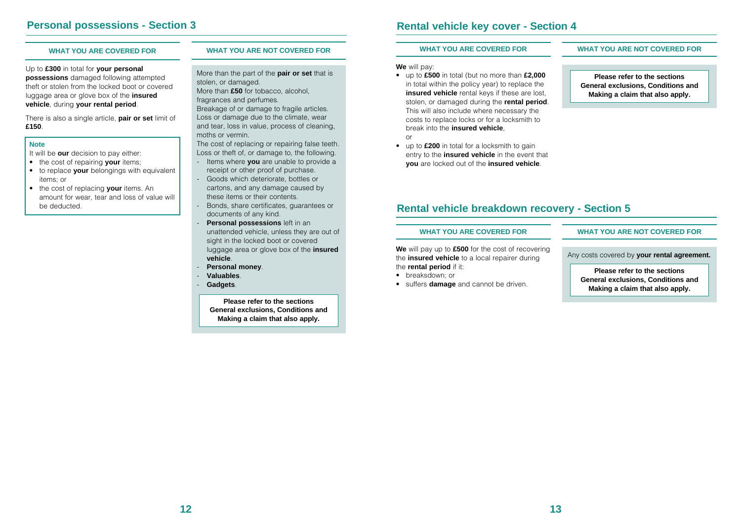## Personal possessions - Section 3

### WHAT YOU ARE COVERED FOR

Up to **£300** in total for **your personal possessions** damaged following attempted theft or stolen from the locked boot or covered luggage area or glove box of the **insured vehicle**, during **your rental period**.

There is also a single article, **pair or set** limit of **£150**.

**Note**

It will be **our** decision to pay either:

- the cost of repairing **your** items;
- to replace **your** belongings with equivalent items; or
- the cost of replacing **your** items. An amount for wear, tear and loss of value will be deducted.

### WHAT YOU ARE NOT COVERED FOR

More than the part of the **pair or set** that is stolen, or damaged.
More than **£50** for tobacco, alcohol, fragrances and perfumes.
Breakage of or damage to fragile articles.
Loss or damage due to the climate, wear and tear, loss in value, process of cleaning, moths or vermin.
The cost of replacing or repairing false teeth.
Loss or theft of, or damage to, the following.

- Items where **you** are unable to provide a receipt or other proof of purchase.
- Goods which deteriorate, bottles or cartons, and any damage caused by these items or their contents.
- Bonds, share certificates, guarantees or documents of any kind.
- **Personal possessions** left in an unattended vehicle, unless they are out of sight in the locked boot or covered luggage area or glove box of the **insured vehicle**.
- **Personal money**.
- **Valuables**.
- **Gadgets**.

**Please refer to the sections General exclusions, Conditions and Making a claim that also apply.**

## Rental vehicle key cover - Section 4

### WHAT YOU ARE COVERED FOR

**We** will pay:

- up to **£500** in total (but no more than **£2,000** in total within the policy year) to replace the **insured vehicle** rental keys if these are lost, stolen, or damaged during the **rental period**. This will also include where necessary the costs to replace locks or for a locksmith to break into the **insured vehicle**,
  or
- up to **£200** in total for a locksmith to gain entry to the **insured vehicle** in the event that **you** are locked out of the **insured vehicle**.

### WHAT YOU ARE NOT COVERED FOR

**Please refer to the sections General exclusions, Conditions and Making a claim that also apply.**

## Rental vehicle breakdown recovery - Section 5

### WHAT YOU ARE COVERED FOR

**We** will pay up to **£500** for the cost of recovering the **insured vehicle** to a local repairer during the **rental period** if it:

- breaksdown; or
- suffers **damage** and cannot be driven.

### WHAT YOU ARE NOT COVERED FOR

Any costs covered by **your rental agreement.**

**Please refer to the sections General exclusions, Conditions and Making a claim that also apply.**